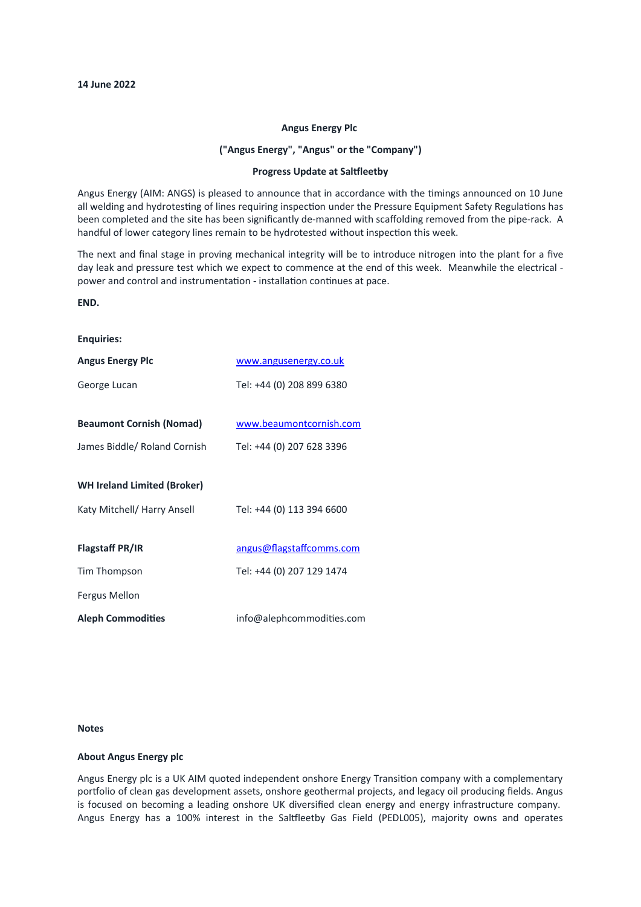**14 June 2022**

**Angus Energy Plc**

**("Angus Energy", "Angus" or the "Company")**

**Progress Update at Saltfleetby**

Angus Energy (AIM: ANGS) is pleased to announce that in accordance with the timings announced on 10 June all welding and hydrotesting of lines requiring inspection under the Pressure Equipment Safety Regulations has been completed and the site has been significantly de-manned with scaffolding removed from the pipe-rack. A handful of lower category lines remain to be hydrotested without inspection this week.

The next and final stage in proving mechanical integrity will be to introduce nitrogen into the plant for a five day leak and pressure test which we expect to commence at the end of this week. Meanwhile the electrical - power and control and instrumentation - installation continues at pace.

**END.**

**Enquiries:**

| | |
|---|---|
| **Angus Energy Plc** | www.angusenergy.co.uk |
| George Lucan | Tel: +44 (0) 208 899 6380 |
| **Beaumont Cornish (Nomad)** | www.beaumontcornish.com |
| James Biddle/ Roland Cornish | Tel: +44 (0) 207 628 3396 |
| **WH Ireland Limited (Broker)** | |
| Katy Mitchell/ Harry Ansell | Tel: +44 (0) 113 394 6600 |
| **Flagstaff PR/IR** | angus@flagstaffcomms.com |
| Tim Thompson | Tel: +44 (0) 207 129 1474 |
| Fergus Mellon | |
| **Aleph Commodities** | info@alephcommodities.com |

**Notes**

**About Angus Energy plc**

Angus Energy plc is a UK AIM quoted independent onshore Energy Transition company with a complementary portfolio of clean gas development assets, onshore geothermal projects, and legacy oil producing fields. Angus is focused on becoming a leading onshore UK diversified clean energy and energy infrastructure company. Angus Energy has a 100% interest in the Saltfleetby Gas Field (PEDL005), majority owns and operates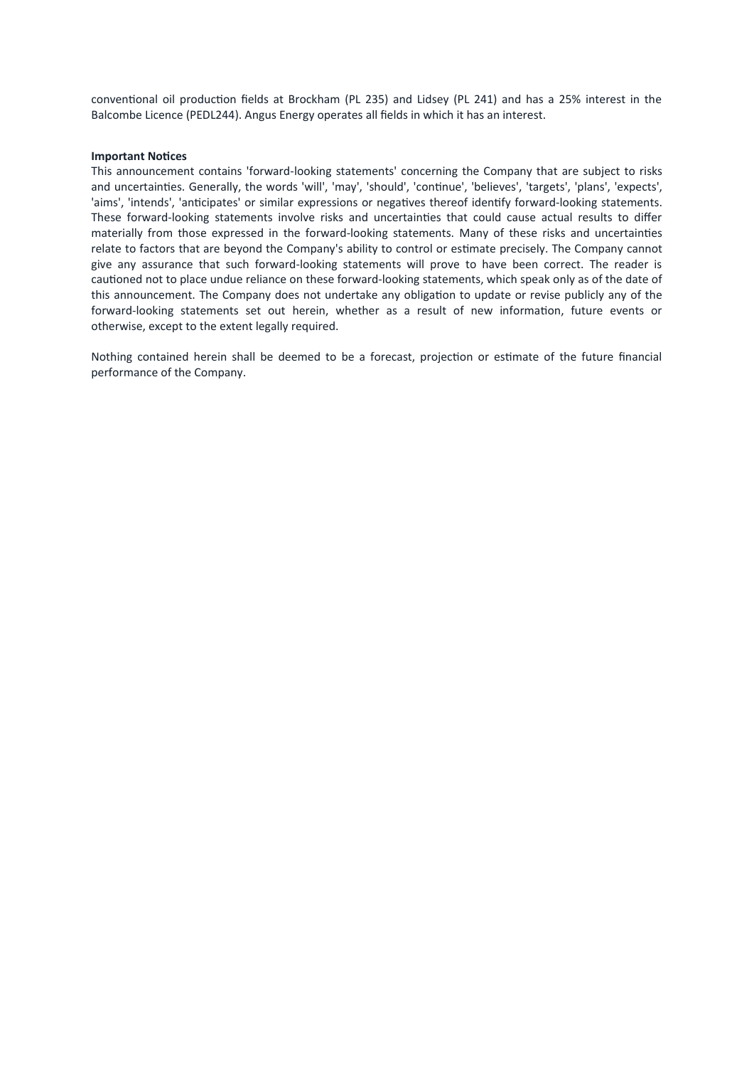conventional oil production fields at Brockham (PL 235) and Lidsey (PL 241) and has a 25% interest in the Balcombe Licence (PEDL244). Angus Energy operates all fields in which it has an interest.

**Important Notices**

This announcement contains 'forward-looking statements' concerning the Company that are subject to risks and uncertainties. Generally, the words 'will', 'may', 'should', 'continue', 'believes', 'targets', 'plans', 'expects', 'aims', 'intends', 'anticipates' or similar expressions or negatives thereof identify forward-looking statements. These forward-looking statements involve risks and uncertainties that could cause actual results to differ materially from those expressed in the forward-looking statements. Many of these risks and uncertainties relate to factors that are beyond the Company's ability to control or estimate precisely. The Company cannot give any assurance that such forward-looking statements will prove to have been correct. The reader is cautioned not to place undue reliance on these forward-looking statements, which speak only as of the date of this announcement. The Company does not undertake any obligation to update or revise publicly any of the forward-looking statements set out herein, whether as a result of new information, future events or otherwise, except to the extent legally required.

Nothing contained herein shall be deemed to be a forecast, projection or estimate of the future financial performance of the Company.